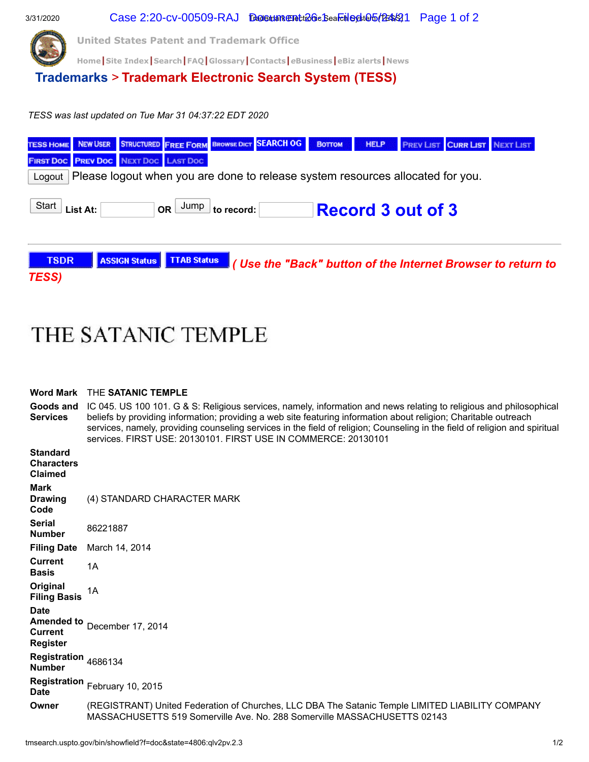United States Patent and Trademark Office

Home | Site Index | Search | FAQ | Glossary | Contacts | eBusiness | eBiz alerts | News

## Trademarks > Trademark Electronic Search System (TESS)

*TESS was last updated on Tue Mar 31 04:37:22 EDT 2020*

TESS HOME | NEW USER | STRUCTURED | FREE FORM | BROWSE DICT | SEARCH OG | BOTTOM | HELP | PREV LIST | CURR LIST | NEXT LIST | FIRST DOC | PREV DOC | NEXT DOC | LAST DOC

Logout Please logout when you are done to release system resources allocated for you.

Start List At: OR Jump to record: **Record 3 out of 3**

TSDR | ASSIGN Status | TTAB Status ***( Use the "Back" button of the Internet Browser to return to TESS)***

# THE SATANIC TEMPLE

| | |
|---|---|
| **Word Mark** | THE **SATANIC TEMPLE** |
| **Goods and Services** | IC 045. US 100 101. G & S: Religious services, namely, information and news relating to religious and philosophical beliefs by providing information; providing a web site featuring information about religion; Charitable outreach services, namely, providing counseling services in the field of religion; Counseling in the field of religion and spiritual services. FIRST USE: 20130101. FIRST USE IN COMMERCE: 20130101 |
| **Standard Characters Claimed** | |
| **Mark Drawing Code** | (4) STANDARD CHARACTER MARK |
| **Serial Number** | 86221887 |
| **Filing Date** | March 14, 2014 |
| **Current Basis** | 1A |
| **Original Filing Basis** | 1A |
| **Date Amended to Current Register** | December 17, 2014 |
| **Registration Number** | 4686134 |
| **Registration Date** | February 10, 2015 |
| **Owner** | (REGISTRANT) United Federation of Churches, LLC DBA The Satanic Temple LIMITED LIABILITY COMPANY MASSACHUSETTS 519 Somerville Ave. No. 288 Somerville MASSACHUSETTS 02143 |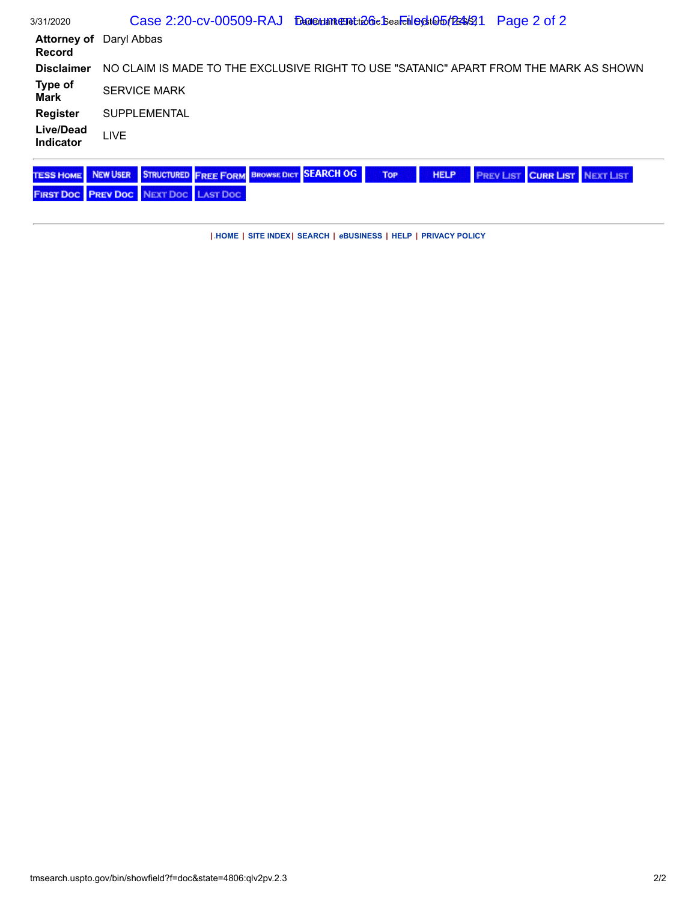| | |
|---|---|
| **Attorney of Record** | Daryl Abbas |
| **Disclaimer** | NO CLAIM IS MADE TO THE EXCLUSIVE RIGHT TO USE "SATANIC" APART FROM THE MARK AS SHOWN |
| **Type of Mark** | SERVICE MARK |
| **Register** | SUPPLEMENTAL |
| **Live/Dead Indicator** | LIVE |

TESS HOME | NEW USER | STRUCTURED | FREE FORM | BROWSE DICT | SEARCH OG | TOP | HELP | PREV LIST | CURR LIST | NEXT LIST | FIRST DOC | PREV DOC | NEXT DOC | LAST DOC

| HOME | SITE INDEX | SEARCH | eBUSINESS | HELP | PRIVACY POLICY